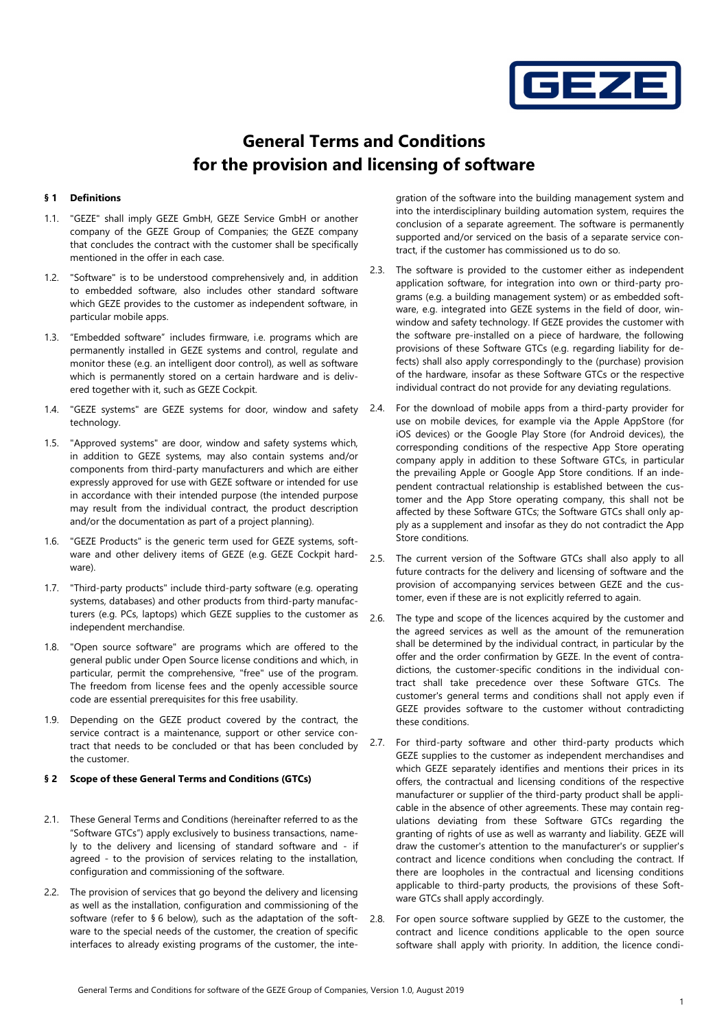# General Terms and Conditions for the provision and licensing of software

## § 1 Definitions

1.1. "GEZE" shall imply GEZE GmbH, GEZE Service GmbH or another company of the GEZE Group of Companies; the GEZE company that concludes the contract with the customer shall be specifically mentioned in the offer in each case.

1.2. "Software" is to be understood comprehensively and, in addition to embedded software, also includes other standard software which GEZE provides to the customer as independent software, in particular mobile apps.

1.3. "Embedded software" includes firmware, i.e. programs which are permanently installed in GEZE systems and control, regulate and monitor these (e.g. an intelligent door control), as well as software which is permanently stored on a certain hardware and is delivered together with it, such as GEZE Cockpit.

1.4. "GEZE systems" are GEZE systems for door, window and safety technology.

1.5. "Approved systems" are door, window and safety systems which, in addition to GEZE systems, may also contain systems and/or components from third-party manufacturers and which are either expressly approved for use with GEZE software or intended for use in accordance with their intended purpose (the intended purpose may result from the individual contract, the product description and/or the documentation as part of a project planning).

1.6. "GEZE Products" is the generic term used for GEZE systems, software and other delivery items of GEZE (e.g. GEZE Cockpit hardware).

1.7. "Third-party products" include third-party software (e.g. operating systems, databases) and other products from third-party manufacturers (e.g. PCs, laptops) which GEZE supplies to the customer as independent merchandise.

1.8. "Open source software" are programs which are offered to the general public under Open Source license conditions and which, in particular, permit the comprehensive, "free" use of the program. The freedom from license fees and the openly accessible source code are essential prerequisites for this free usability.

1.9. Depending on the GEZE product covered by the contract, the service contract is a maintenance, support or other service contract that needs to be concluded or that has been concluded by the customer.

## § 2 Scope of these General Terms and Conditions (GTCs)

2.1. These General Terms and Conditions (hereinafter referred to as the "Software GTCs") apply exclusively to business transactions, namely to the delivery and licensing of standard software and - if agreed - to the provision of services relating to the installation, configuration and commissioning of the software.

2.2. The provision of services that go beyond the delivery and licensing as well as the installation, configuration and commissioning of the software (refer to § 6 below), such as the adaptation of the software to the special needs of the customer, the creation of specific interfaces to already existing programs of the customer, the integration of the software into the building management system and into the interdisciplinary building automation system, requires the conclusion of a separate agreement. The software is permanently supported and/or serviced on the basis of a separate service contract, if the customer has commissioned us to do so.

2.3. The software is provided to the customer either as independent application software, for integration into own or third-party programs (e.g. a building management system) or as embedded software, e.g. integrated into GEZE systems in the field of door, window and safety technology. If GEZE provides the customer with the software pre-installed on a piece of hardware, the following provisions of these Software GTCs (e.g. regarding liability for defects) shall also apply correspondingly to the (purchase) provision of the hardware, insofar as these Software GTCs or the respective individual contract do not provide for any deviating regulations.

2.4. For the download of mobile apps from a third-party provider for use on mobile devices, for example via the Apple AppStore (for iOS devices) or the Google Play Store (for Android devices), the corresponding conditions of the respective App Store operating company apply in addition to these Software GTCs, in particular the prevailing Apple or Google App Store conditions. If an independent contractual relationship is established between the customer and the App Store operating company, this shall not be affected by these Software GTCs; the Software GTCs shall only apply as a supplement and insofar as they do not contradict the App Store conditions.

2.5. The current version of the Software GTCs shall also apply to all future contracts for the delivery and licensing of software and the provision of accompanying services between GEZE and the customer, even if these are is not explicitly referred to again.

2.6. The type and scope of the licences acquired by the customer and the agreed services as well as the amount of the remuneration shall be determined by the individual contract, in particular by the offer and the order confirmation by GEZE. In the event of contradictions, the customer-specific conditions in the individual contract shall take precedence over these Software GTCs. The customer's general terms and conditions shall not apply even if GEZE provides software to the customer without contradicting these conditions.

2.7. For third-party software and other third-party products which GEZE supplies to the customer as independent merchandises and which GEZE separately identifies and mentions their prices in its offers, the contractual and licensing conditions of the respective manufacturer or supplier of the third-party product shall be applicable in the absence of other agreements. These may contain regulations deviating from these Software GTCs regarding the granting of rights of use as well as warranty and liability. GEZE will draw the customer's attention to the manufacturer's or supplier's contract and licence conditions when concluding the contract. If there are loopholes in the contractual and licensing conditions applicable to third-party products, the provisions of these Software GTCs shall apply accordingly.

2.8. For open source software supplied by GEZE to the customer, the contract and licence conditions applicable to the open source software shall apply with priority. In addition, the licence condi-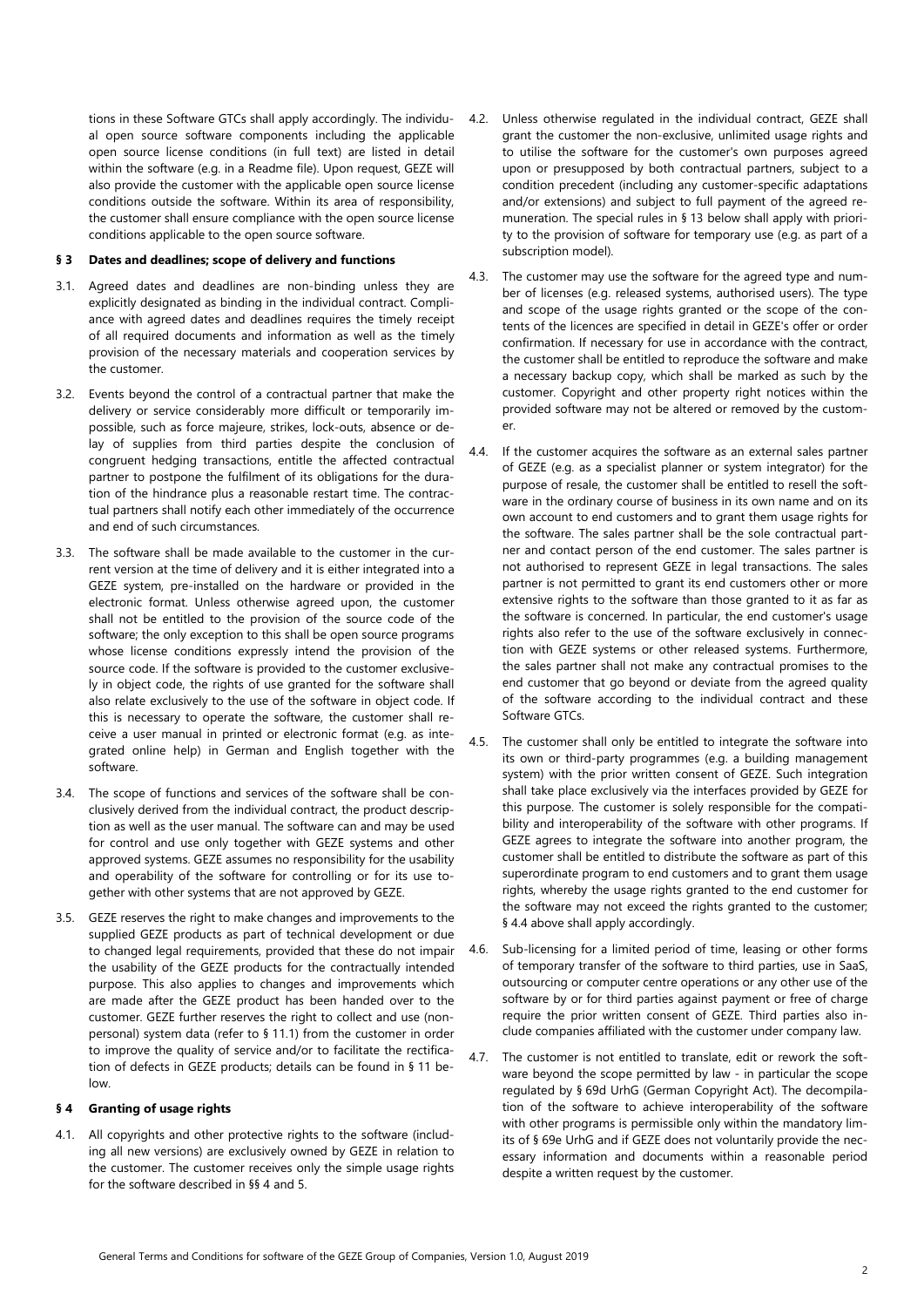tions in these Software GTCs shall apply accordingly. The individual open source software components including the applicable open source license conditions (in full text) are listed in detail within the software (e.g. in a Readme file). Upon request, GEZE will also provide the customer with the applicable open source license conditions outside the software. Within its area of responsibility, the customer shall ensure compliance with the open source license conditions applicable to the open source software.

## § 3 Dates and deadlines; scope of delivery and functions

3.1. Agreed dates and deadlines are non-binding unless they are explicitly designated as binding in the individual contract. Compliance with agreed dates and deadlines requires the timely receipt of all required documents and information as well as the timely provision of the necessary materials and cooperation services by the customer.

3.2. Events beyond the control of a contractual partner that make the delivery or service considerably more difficult or temporarily impossible, such as force majeure, strikes, lock-outs, absence or delay of supplies from third parties despite the conclusion of congruent hedging transactions, entitle the affected contractual partner to postpone the fulfilment of its obligations for the duration of the hindrance plus a reasonable restart time. The contractual partners shall notify each other immediately of the occurrence and end of such circumstances.

3.3. The software shall be made available to the customer in the current version at the time of delivery and it is either integrated into a GEZE system, pre-installed on the hardware or provided in the electronic format. Unless otherwise agreed upon, the customer shall not be entitled to the provision of the source code of the software; the only exception to this shall be open source programs whose license conditions expressly intend the provision of the source code. If the software is provided to the customer exclusively in object code, the rights of use granted for the software shall also relate exclusively to the use of the software in object code. If this is necessary to operate the software, the customer shall receive a user manual in printed or electronic format (e.g. as integrated online help) in German and English together with the software.

3.4. The scope of functions and services of the software shall be conclusively derived from the individual contract, the product description as well as the user manual. The software can and may be used for control and use only together with GEZE systems and other approved systems. GEZE assumes no responsibility for the usability and operability of the software for controlling or for its use together with other systems that are not approved by GEZE.

3.5. GEZE reserves the right to make changes and improvements to the supplied GEZE products as part of technical development or due to changed legal requirements, provided that these do not impair the usability of the GEZE products for the contractually intended purpose. This also applies to changes and improvements which are made after the GEZE product has been handed over to the customer. GEZE further reserves the right to collect and use (non-personal) system data (refer to § 11.1) from the customer in order to improve the quality of service and/or to facilitate the rectification of defects in GEZE products; details can be found in § 11 below.

## § 4 Granting of usage rights

4.1. All copyrights and other protective rights to the software (including all new versions) are exclusively owned by GEZE in relation to the customer. The customer receives only the simple usage rights for the software described in §§ 4 and 5.

4.2. Unless otherwise regulated in the individual contract, GEZE shall grant the customer the non-exclusive, unlimited usage rights and to utilise the software for the customer's own purposes agreed upon or presupposed by both contractual partners, subject to a condition precedent (including any customer-specific adaptations and/or extensions) and subject to full payment of the agreed remuneration. The special rules in § 13 below shall apply with priority to the provision of software for temporary use (e.g. as part of a subscription model).

4.3. The customer may use the software for the agreed type and number of licenses (e.g. released systems, authorised users). The type and scope of the usage rights granted or the scope of the contents of the licences are specified in detail in GEZE's offer or order confirmation. If necessary for use in accordance with the contract, the customer shall be entitled to reproduce the software and make a necessary backup copy, which shall be marked as such by the customer. Copyright and other property right notices within the provided software may not be altered or removed by the customer.

4.4. If the customer acquires the software as an external sales partner of GEZE (e.g. as a specialist planner or system integrator) for the purpose of resale, the customer shall be entitled to resell the software in the ordinary course of business in its own name and on its own account to end customers and to grant them usage rights for the software. The sales partner shall be the sole contractual partner and contact person of the end customer. The sales partner is not authorised to represent GEZE in legal transactions. The sales partner is not permitted to grant its end customers other or more extensive rights to the software than those granted to it as far as the software is concerned. In particular, the end customer's usage rights also refer to the use of the software exclusively in connection with GEZE systems or other released systems. Furthermore, the sales partner shall not make any contractual promises to the end customer that go beyond or deviate from the agreed quality of the software according to the individual contract and these Software GTCs.

4.5. The customer shall only be entitled to integrate the software into its own or third-party programmes (e.g. a building management system) with the prior written consent of GEZE. Such integration shall take place exclusively via the interfaces provided by GEZE for this purpose. The customer is solely responsible for the compatibility and interoperability of the software with other programs. If GEZE agrees to integrate the software into another program, the customer shall be entitled to distribute the software as part of this superordinate program to end customers and to grant them usage rights, whereby the usage rights granted to the end customer for the software may not exceed the rights granted to the customer; § 4.4 above shall apply accordingly.

4.6. Sub-licensing for a limited period of time, leasing or other forms of temporary transfer of the software to third parties, use in SaaS, outsourcing or computer centre operations or any other use of the software by or for third parties against payment or free of charge require the prior written consent of GEZE. Third parties also include companies affiliated with the customer under company law.

4.7. The customer is not entitled to translate, edit or rework the software beyond the scope permitted by law - in particular the scope regulated by § 69d UrhG (German Copyright Act). The decompilation of the software to achieve interoperability of the software with other programs is permissible only within the mandatory limits of § 69e UrhG and if GEZE does not voluntarily provide the necessary information and documents within a reasonable period despite a written request by the customer.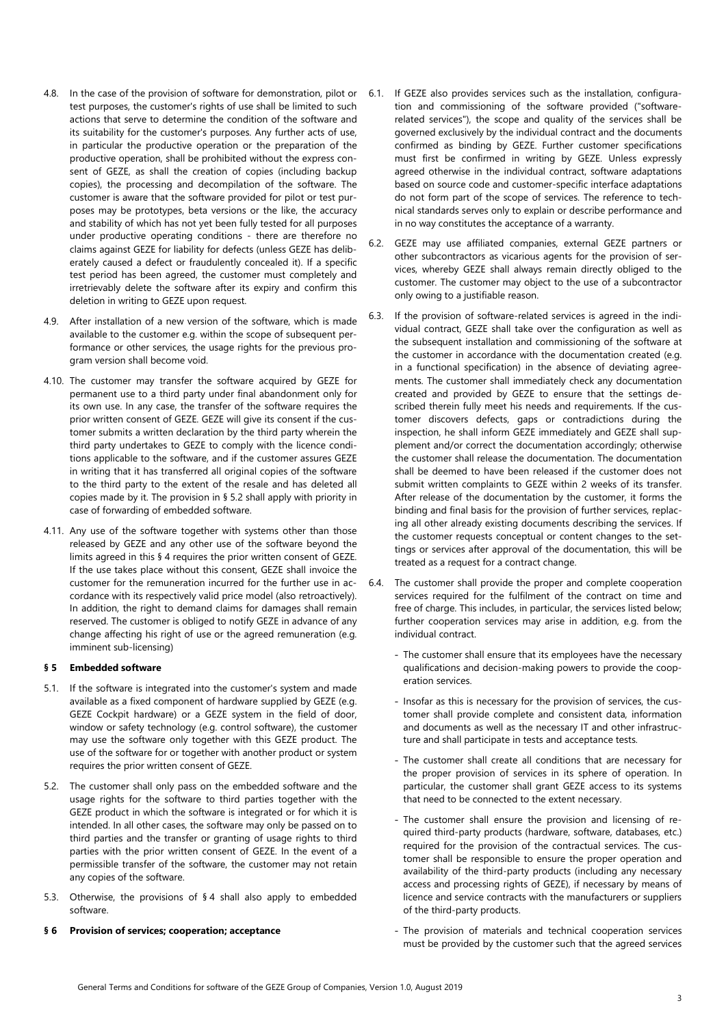4.8. In the case of the provision of software for demonstration, pilot or test purposes, the customer's rights of use shall be limited to such actions that serve to determine the condition of the software and its suitability for the customer's purposes. Any further acts of use, in particular the productive operation or the preparation of the productive operation, shall be prohibited without the express consent of GEZE, as shall the creation of copies (including backup copies), the processing and decompilation of the software. The customer is aware that the software provided for pilot or test purposes may be prototypes, beta versions or the like, the accuracy and stability of which has not yet been fully tested for all purposes under productive operating conditions - there are therefore no claims against GEZE for liability for defects (unless GEZE has deliberately caused a defect or fraudulently concealed it). If a specific test period has been agreed, the customer must completely and irretrievably delete the software after its expiry and confirm this deletion in writing to GEZE upon request.

4.9. After installation of a new version of the software, which is made available to the customer e.g. within the scope of subsequent performance or other services, the usage rights for the previous program version shall become void.

4.10. The customer may transfer the software acquired by GEZE for permanent use to a third party under final abandonment only for its own use. In any case, the transfer of the software requires the prior written consent of GEZE. GEZE will give its consent if the customer submits a written declaration by the third party wherein the third party undertakes to GEZE to comply with the licence conditions applicable to the software, and if the customer assures GEZE in writing that it has transferred all original copies of the software to the third party to the extent of the resale and has deleted all copies made by it. The provision in § 5.2 shall apply with priority in case of forwarding of embedded software.

4.11. Any use of the software together with systems other than those released by GEZE and any other use of the software beyond the limits agreed in this § 4 requires the prior written consent of GEZE. If the use takes place without this consent, GEZE shall invoice the customer for the remuneration incurred for the further use in accordance with its respectively valid price model (also retroactively). In addition, the right to demand claims for damages shall remain reserved. The customer is obliged to notify GEZE in advance of any change affecting his right of use or the agreed remuneration (e.g. imminent sub-licensing)

## § 5 Embedded software

5.1. If the software is integrated into the customer's system and made available as a fixed component of hardware supplied by GEZE (e.g. GEZE Cockpit hardware) or a GEZE system in the field of door, window or safety technology (e.g. control software), the customer may use the software only together with this GEZE product. The use of the software for or together with another product or system requires the prior written consent of GEZE.

5.2. The customer shall only pass on the embedded software and the usage rights for the software to third parties together with the GEZE product in which the software is integrated or for which it is intended. In all other cases, the software may only be passed on to third parties and the transfer or granting of usage rights to third parties with the prior written consent of GEZE. In the event of a permissible transfer of the software, the customer may not retain any copies of the software.

5.3. Otherwise, the provisions of § 4 shall also apply to embedded software.

## § 6 Provision of services; cooperation; acceptance

6.1. If GEZE also provides services such as the installation, configuration and commissioning of the software provided ("software-related services"), the scope and quality of the services shall be governed exclusively by the individual contract and the documents confirmed as binding by GEZE. Further customer specifications must first be confirmed in writing by GEZE. Unless expressly agreed otherwise in the individual contract, software adaptations based on source code and customer-specific interface adaptations do not form part of the scope of services. The reference to technical standards serves only to explain or describe performance and in no way constitutes the acceptance of a warranty.

6.2. GEZE may use affiliated companies, external GEZE partners or other subcontractors as vicarious agents for the provision of services, whereby GEZE shall always remain directly obliged to the customer. The customer may object to the use of a subcontractor only owing to a justifiable reason.

6.3. If the provision of software-related services is agreed in the individual contract, GEZE shall take over the configuration as well as the subsequent installation and commissioning of the software at the customer in accordance with the documentation created (e.g. in a functional specification) in the absence of deviating agreements. The customer shall immediately check any documentation created and provided by GEZE to ensure that the settings described therein fully meet his needs and requirements. If the customer discovers defects, gaps or contradictions during the inspection, he shall inform GEZE immediately and GEZE shall supplement and/or correct the documentation accordingly; otherwise the customer shall release the documentation. The documentation shall be deemed to have been released if the customer does not submit written complaints to GEZE within 2 weeks of its transfer. After release of the documentation by the customer, it forms the binding and final basis for the provision of further services, replacing all other already existing documents describing the services. If the customer requests conceptual or content changes to the settings or services after approval of the documentation, this will be treated as a request for a contract change.

6.4. The customer shall provide the proper and complete cooperation services required for the fulfilment of the contract on time and free of charge. This includes, in particular, the services listed below; further cooperation services may arise in addition, e.g. from the individual contract.

- The customer shall ensure that its employees have the necessary qualifications and decision-making powers to provide the cooperation services.
- Insofar as this is necessary for the provision of services, the customer shall provide complete and consistent data, information and documents as well as the necessary IT and other infrastructure and shall participate in tests and acceptance tests.
- The customer shall create all conditions that are necessary for the proper provision of services in its sphere of operation. In particular, the customer shall grant GEZE access to its systems that need to be connected to the extent necessary.
- The customer shall ensure the provision and licensing of required third-party products (hardware, software, databases, etc.) required for the provision of the contractual services. The customer shall be responsible to ensure the proper operation and availability of the third-party products (including any necessary access and processing rights of GEZE), if necessary by means of licence and service contracts with the manufacturers or suppliers of the third-party products.
- The provision of materials and technical cooperation services must be provided by the customer such that the agreed services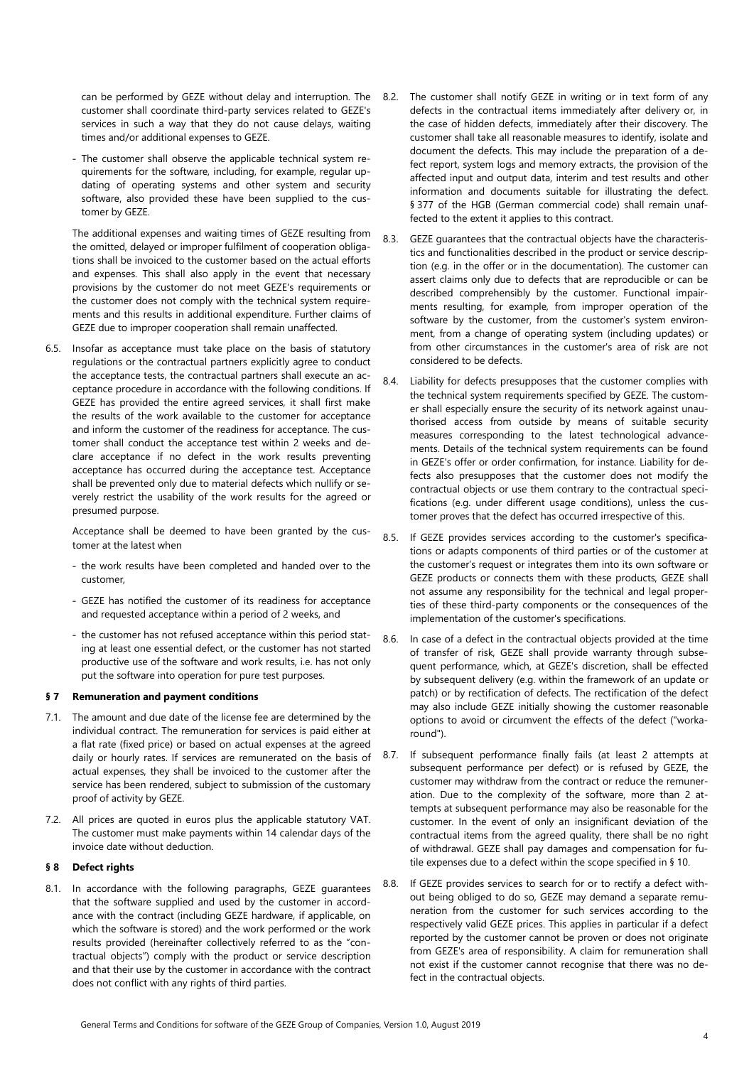can be performed by GEZE without delay and interruption. The customer shall coordinate third-party services related to GEZE's services in such a way that they do not cause delays, waiting times and/or additional expenses to GEZE.

- The customer shall observe the applicable technical system requirements for the software, including, for example, regular updating of operating systems and other system and security software, also provided these have been supplied to the customer by GEZE.

The additional expenses and waiting times of GEZE resulting from the omitted, delayed or improper fulfilment of cooperation obligations shall be invoiced to the customer based on the actual efforts and expenses. This shall also apply in the event that necessary provisions by the customer do not meet GEZE's requirements or the customer does not comply with the technical system requirements and this results in additional expenditure. Further claims of GEZE due to improper cooperation shall remain unaffected.

6.5. Insofar as acceptance must take place on the basis of statutory regulations or the contractual partners explicitly agree to conduct the acceptance tests, the contractual partners shall execute an acceptance procedure in accordance with the following conditions. If GEZE has provided the entire agreed services, it shall first make the results of the work available to the customer for acceptance and inform the customer of the readiness for acceptance. The customer shall conduct the acceptance test within 2 weeks and declare acceptance if no defect in the work results preventing acceptance has occurred during the acceptance test. Acceptance shall be prevented only due to material defects which nullify or severely restrict the usability of the work results for the agreed or presumed purpose.

Acceptance shall be deemed to have been granted by the customer at the latest when

- the work results have been completed and handed over to the customer,
- GEZE has notified the customer of its readiness for acceptance and requested acceptance within a period of 2 weeks, and
- the customer has not refused acceptance within this period stating at least one essential defect, or the customer has not started productive use of the software and work results, i.e. has not only put the software into operation for pure test purposes.

### § 7 Remuneration and payment conditions

7.1. The amount and due date of the license fee are determined by the individual contract. The remuneration for services is paid either at a flat rate (fixed price) or based on actual expenses at the agreed daily or hourly rates. If services are remunerated on the basis of actual expenses, they shall be invoiced to the customer after the service has been rendered, subject to submission of the customary proof of activity by GEZE.

7.2. All prices are quoted in euros plus the applicable statutory VAT. The customer must make payments within 14 calendar days of the invoice date without deduction.

### § 8 Defect rights

8.1. In accordance with the following paragraphs, GEZE guarantees that the software supplied and used by the customer in accordance with the contract (including GEZE hardware, if applicable, on which the software is stored) and the work performed or the work results provided (hereinafter collectively referred to as the "contractual objects") comply with the product or service description and that their use by the customer in accordance with the contract does not conflict with any rights of third parties.

8.2. The customer shall notify GEZE in writing or in text form of any defects in the contractual items immediately after delivery or, in the case of hidden defects, immediately after their discovery. The customer shall take all reasonable measures to identify, isolate and document the defects. This may include the preparation of a defect report, system logs and memory extracts, the provision of the affected input and output data, interim and test results and other information and documents suitable for illustrating the defect. § 377 of the HGB (German commercial code) shall remain unaffected to the extent it applies to this contract.

8.3. GEZE guarantees that the contractual objects have the characteristics and functionalities described in the product or service description (e.g. in the offer or in the documentation). The customer can assert claims only due to defects that are reproducible or can be described comprehensibly by the customer. Functional impairments resulting, for example, from improper operation of the software by the customer, from the customer's system environment, from a change of operating system (including updates) or from other circumstances in the customer's area of risk are not considered to be defects.

8.4. Liability for defects presupposes that the customer complies with the technical system requirements specified by GEZE. The customer shall especially ensure the security of its network against unauthorised access from outside by means of suitable security measures corresponding to the latest technological advancements. Details of the technical system requirements can be found in GEZE's offer or order confirmation, for instance. Liability for defects also presupposes that the customer does not modify the contractual objects or use them contrary to the contractual specifications (e.g. under different usage conditions), unless the customer proves that the defect has occurred irrespective of this.

8.5. If GEZE provides services according to the customer's specifications or adapts components of third parties or of the customer at the customer's request or integrates them into its own software or GEZE products or connects them with these products, GEZE shall not assume any responsibility for the technical and legal properties of these third-party components or the consequences of the implementation of the customer's specifications.

8.6. In case of a defect in the contractual objects provided at the time of transfer of risk, GEZE shall provide warranty through subsequent performance, which, at GEZE's discretion, shall be effected by subsequent delivery (e.g. within the framework of an update or patch) or by rectification of defects. The rectification of the defect may also include GEZE initially showing the customer reasonable options to avoid or circumvent the effects of the defect ("workaround").

8.7. If subsequent performance finally fails (at least 2 attempts at subsequent performance per defect) or is refused by GEZE, the customer may withdraw from the contract or reduce the remuneration. Due to the complexity of the software, more than 2 attempts at subsequent performance may also be reasonable for the customer. In the event of only an insignificant deviation of the contractual items from the agreed quality, there shall be no right of withdrawal. GEZE shall pay damages and compensation for futile expenses due to a defect within the scope specified in § 10.

8.8. If GEZE provides services to search for or to rectify a defect without being obliged to do so, GEZE may demand a separate remuneration from the customer for such services according to the respectively valid GEZE prices. This applies in particular if a defect reported by the customer cannot be proven or does not originate from GEZE's area of responsibility. A claim for remuneration shall not exist if the customer cannot recognise that there was no defect in the contractual objects.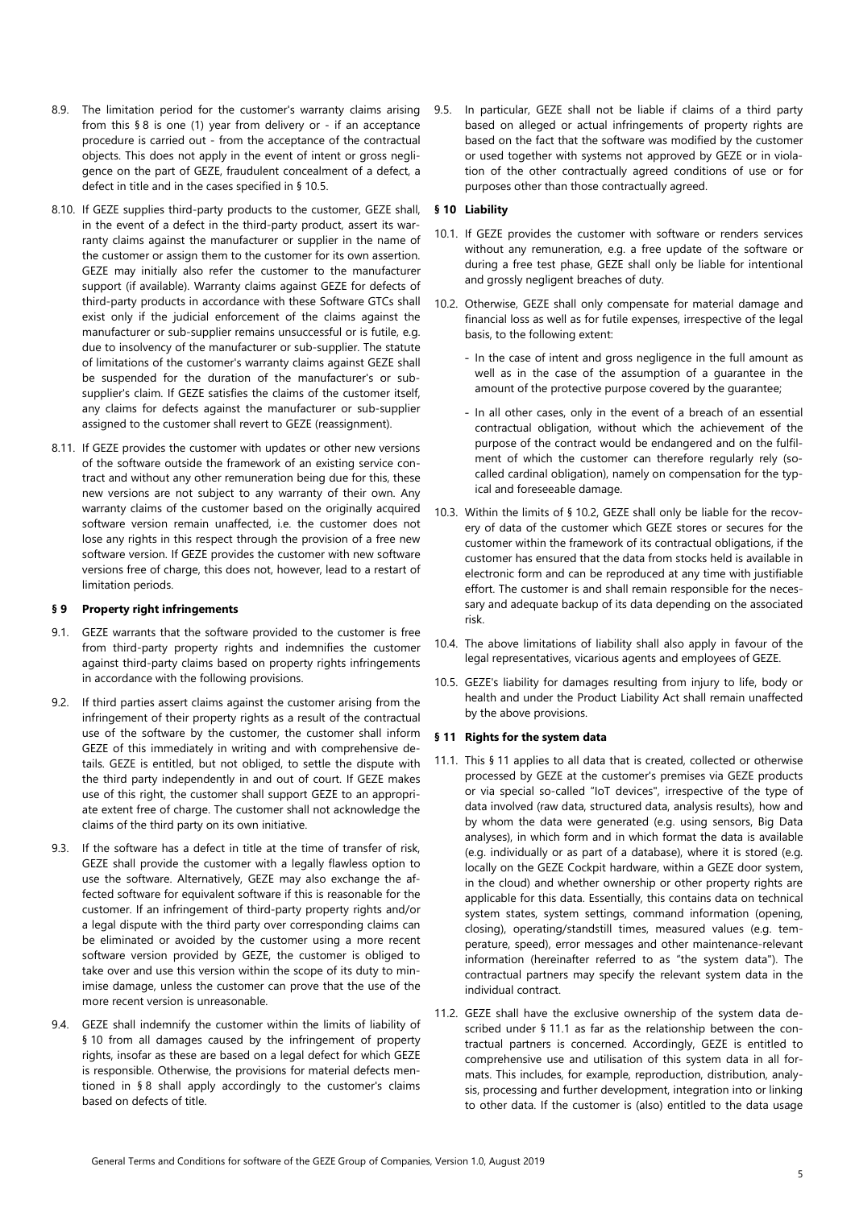8.9. The limitation period for the customer's warranty claims arising from this § 8 is one (1) year from delivery or - if an acceptance procedure is carried out - from the acceptance of the contractual objects. This does not apply in the event of intent or gross negligence on the part of GEZE, fraudulent concealment of a defect, a defect in title and in the cases specified in § 10.5.

8.10. If GEZE supplies third-party products to the customer, GEZE shall, in the event of a defect in the third-party product, assert its warranty claims against the manufacturer or supplier in the name of the customer or assign them to the customer for its own assertion. GEZE may initially also refer the customer to the manufacturer support (if available). Warranty claims against GEZE for defects of third-party products in accordance with these Software GTCs shall exist only if the judicial enforcement of the claims against the manufacturer or sub-supplier remains unsuccessful or is futile, e.g. due to insolvency of the manufacturer or sub-supplier. The statute of limitations of the customer's warranty claims against GEZE shall be suspended for the duration of the manufacturer's or sub-supplier's claim. If GEZE satisfies the claims of the customer itself, any claims for defects against the manufacturer or sub-supplier assigned to the customer shall revert to GEZE (reassignment).

8.11. If GEZE provides the customer with updates or other new versions of the software outside the framework of an existing service contract and without any other remuneration being due for this, these new versions are not subject to any warranty of their own. Any warranty claims of the customer based on the originally acquired software version remain unaffected, i.e. the customer does not lose any rights in this respect through the provision of a free new software version. If GEZE provides the customer with new software versions free of charge, this does not, however, lead to a restart of limitation periods.

## § 9 Property right infringements

9.1. GEZE warrants that the software provided to the customer is free from third-party property rights and indemnifies the customer against third-party claims based on property rights infringements in accordance with the following provisions.

9.2. If third parties assert claims against the customer arising from the infringement of their property rights as a result of the contractual use of the software by the customer, the customer shall inform GEZE of this immediately in writing and with comprehensive details. GEZE is entitled, but not obliged, to settle the dispute with the third party independently in and out of court. If GEZE makes use of this right, the customer shall support GEZE to an appropriate extent free of charge. The customer shall not acknowledge the claims of the third party on its own initiative.

9.3. If the software has a defect in title at the time of transfer of risk, GEZE shall provide the customer with a legally flawless option to use the software. Alternatively, GEZE may also exchange the affected software for equivalent software if this is reasonable for the customer. If an infringement of third-party property rights and/or a legal dispute with the third party over corresponding claims can be eliminated or avoided by the customer using a more recent software version provided by GEZE, the customer is obliged to take over and use this version within the scope of its duty to minimise damage, unless the customer can prove that the use of the more recent version is unreasonable.

9.4. GEZE shall indemnify the customer within the limits of liability of § 10 from all damages caused by the infringement of property rights, insofar as these are based on a legal defect for which GEZE is responsible. Otherwise, the provisions for material defects mentioned in § 8 shall apply accordingly to the customer's claims based on defects of title.

9.5. In particular, GEZE shall not be liable if claims of a third party based on alleged or actual infringements of property rights are based on the fact that the software was modified by the customer or used together with systems not approved by GEZE or in violation of the other contractually agreed conditions of use or for purposes other than those contractually agreed.

## § 10 Liability

10.1. If GEZE provides the customer with software or renders services without any remuneration, e.g. a free update of the software or during a free test phase, GEZE shall only be liable for intentional and grossly negligent breaches of duty.

10.2. Otherwise, GEZE shall only compensate for material damage and financial loss as well as for futile expenses, irrespective of the legal basis, to the following extent:

- In the case of intent and gross negligence in the full amount as well as in the case of the assumption of a guarantee in the amount of the protective purpose covered by the guarantee;
- In all other cases, only in the event of a breach of an essential contractual obligation, without which the achievement of the purpose of the contract would be endangered and on the fulfilment of which the customer can therefore regularly rely (so-called cardinal obligation), namely on compensation for the typical and foreseeable damage.

10.3. Within the limits of § 10.2, GEZE shall only be liable for the recovery of data of the customer which GEZE stores or secures for the customer within the framework of its contractual obligations, if the customer has ensured that the data from stocks held is available in electronic form and can be reproduced at any time with justifiable effort. The customer is and shall remain responsible for the necessary and adequate backup of its data depending on the associated risk.

10.4. The above limitations of liability shall also apply in favour of the legal representatives, vicarious agents and employees of GEZE.

10.5. GEZE's liability for damages resulting from injury to life, body or health and under the Product Liability Act shall remain unaffected by the above provisions.

## § 11 Rights for the system data

11.1. This § 11 applies to all data that is created, collected or otherwise processed by GEZE at the customer's premises via GEZE products or via special so-called "IoT devices", irrespective of the type of data involved (raw data, structured data, analysis results), how and by whom the data were generated (e.g. using sensors, Big Data analyses), in which form and in which format the data is available (e.g. individually or as part of a database), where it is stored (e.g. locally on the GEZE Cockpit hardware, within a GEZE door system, in the cloud) and whether ownership or other property rights are applicable for this data. Essentially, this contains data on technical system states, system settings, command information (opening, closing), operating/standstill times, measured values (e.g. temperature, speed), error messages and other maintenance-relevant information (hereinafter referred to as "the system data"). The contractual partners may specify the relevant system data in the individual contract.

11.2. GEZE shall have the exclusive ownership of the system data described under § 11.1 as far as the relationship between the contractual partners is concerned. Accordingly, GEZE is entitled to comprehensive use and utilisation of this system data in all formats. This includes, for example, reproduction, distribution, analysis, processing and further development, integration into or linking to other data. If the customer is (also) entitled to the data usage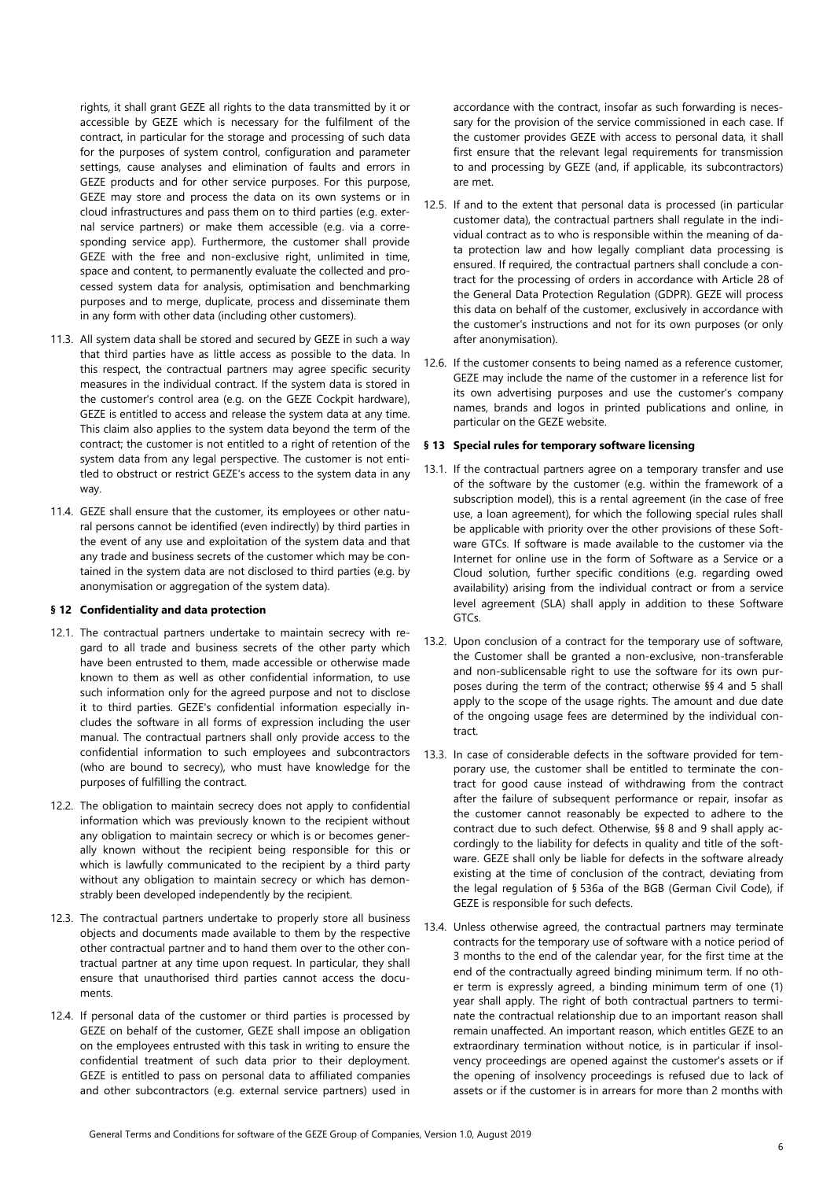rights, it shall grant GEZE all rights to the data transmitted by it or accessible by GEZE which is necessary for the fulfilment of the contract, in particular for the storage and processing of such data for the purposes of system control, configuration and parameter settings, cause analyses and elimination of faults and errors in GEZE products and for other service purposes. For this purpose, GEZE may store and process the data on its own systems or in cloud infrastructures and pass them on to third parties (e.g. external service partners) or make them accessible (e.g. via a corresponding service app). Furthermore, the customer shall provide GEZE with the free and non-exclusive right, unlimited in time, space and content, to permanently evaluate the collected and processed system data for analysis, optimisation and benchmarking purposes and to merge, duplicate, process and disseminate them in any form with other data (including other customers).

11.3. All system data shall be stored and secured by GEZE in such a way that third parties have as little access as possible to the data. In this respect, the contractual partners may agree specific security measures in the individual contract. If the system data is stored in the customer's control area (e.g. on the GEZE Cockpit hardware), GEZE is entitled to access and release the system data at any time. This claim also applies to the system data beyond the term of the contract; the customer is not entitled to a right of retention of the system data from any legal perspective. The customer is not entitled to obstruct or restrict GEZE's access to the system data in any way.

11.4. GEZE shall ensure that the customer, its employees or other natural persons cannot be identified (even indirectly) by third parties in the event of any use and exploitation of the system data and that any trade and business secrets of the customer which may be contained in the system data are not disclosed to third parties (e.g. by anonymisation or aggregation of the system data).

**§ 12 Confidentiality and data protection**

12.1. The contractual partners undertake to maintain secrecy with regard to all trade and business secrets of the other party which have been entrusted to them, made accessible or otherwise made known to them as well as other confidential information, to use such information only for the agreed purpose and not to disclose it to third parties. GEZE's confidential information especially includes the software in all forms of expression including the user manual. The contractual partners shall only provide access to the confidential information to such employees and subcontractors (who are bound to secrecy), who must have knowledge for the purposes of fulfilling the contract.

12.2. The obligation to maintain secrecy does not apply to confidential information which was previously known to the recipient without any obligation to maintain secrecy or which is or becomes generally known without the recipient being responsible for this or which is lawfully communicated to the recipient by a third party without any obligation to maintain secrecy or which has demonstrably been developed independently by the recipient.

12.3. The contractual partners undertake to properly store all business objects and documents made available to them by the respective other contractual partner and to hand them over to the other contractual partner at any time upon request. In particular, they shall ensure that unauthorised third parties cannot access the documents.

12.4. If personal data of the customer or third parties is processed by GEZE on behalf of the customer, GEZE shall impose an obligation on the employees entrusted with this task in writing to ensure the confidential treatment of such data prior to their deployment. GEZE is entitled to pass on personal data to affiliated companies and other subcontractors (e.g. external service partners) used in accordance with the contract, insofar as such forwarding is necessary for the provision of the service commissioned in each case. If the customer provides GEZE with access to personal data, it shall first ensure that the relevant legal requirements for transmission to and processing by GEZE (and, if applicable, its subcontractors) are met.

12.5. If and to the extent that personal data is processed (in particular customer data), the contractual partners shall regulate in the individual contract as to who is responsible within the meaning of data protection law and how legally compliant data processing is ensured. If required, the contractual partners shall conclude a contract for the processing of orders in accordance with Article 28 of the General Data Protection Regulation (GDPR). GEZE will process this data on behalf of the customer, exclusively in accordance with the customer's instructions and not for its own purposes (or only after anonymisation).

12.6. If the customer consents to being named as a reference customer, GEZE may include the name of the customer in a reference list for its own advertising purposes and use the customer's company names, brands and logos in printed publications and online, in particular on the GEZE website.

**§ 13 Special rules for temporary software licensing**

13.1. If the contractual partners agree on a temporary transfer and use of the software by the customer (e.g. within the framework of a subscription model), this is a rental agreement (in the case of free use, a loan agreement), for which the following special rules shall be applicable with priority over the other provisions of these Software GTCs. If software is made available to the customer via the Internet for online use in the form of Software as a Service or a Cloud solution, further specific conditions (e.g. regarding owed availability) arising from the individual contract or from a service level agreement (SLA) shall apply in addition to these Software GTCs.

13.2. Upon conclusion of a contract for the temporary use of software, the Customer shall be granted a non-exclusive, non-transferable and non-sublicensable right to use the software for its own purposes during the term of the contract; otherwise §§ 4 and 5 shall apply to the scope of the usage rights. The amount and due date of the ongoing usage fees are determined by the individual contract.

13.3. In case of considerable defects in the software provided for temporary use, the customer shall be entitled to terminate the contract for good cause instead of withdrawing from the contract after the failure of subsequent performance or repair, insofar as the customer cannot reasonably be expected to adhere to the contract due to such defect. Otherwise, §§ 8 and 9 shall apply accordingly to the liability for defects in quality and title of the software. GEZE shall only be liable for defects in the software already existing at the time of conclusion of the contract, deviating from the legal regulation of § 536a of the BGB (German Civil Code), if GEZE is responsible for such defects.

13.4. Unless otherwise agreed, the contractual partners may terminate contracts for the temporary use of software with a notice period of 3 months to the end of the calendar year, for the first time at the end of the contractually agreed binding minimum term. If no other term is expressly agreed, a binding minimum term of one (1) year shall apply. The right of both contractual partners to terminate the contractual relationship due to an important reason shall remain unaffected. An important reason, which entitles GEZE to an extraordinary termination without notice, is in particular if insolvency proceedings are opened against the customer's assets or if the opening of insolvency proceedings is refused due to lack of assets or if the customer is in arrears for more than 2 months with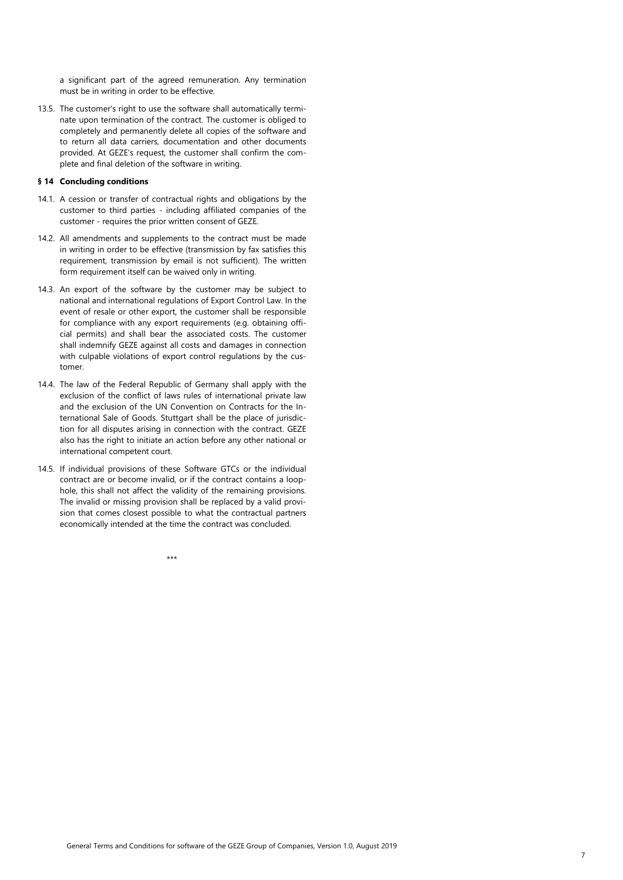a significant part of the agreed remuneration. Any termination must be in writing in order to be effective.

13.5. The customer's right to use the software shall automatically terminate upon termination of the contract. The customer is obliged to completely and permanently delete all copies of the software and to return all data carriers, documentation and other documents provided. At GEZE's request, the customer shall confirm the complete and final deletion of the software in writing.

### § 14 Concluding conditions

14.1. A cession or transfer of contractual rights and obligations by the customer to third parties - including affiliated companies of the customer - requires the prior written consent of GEZE.

14.2. All amendments and supplements to the contract must be made in writing in order to be effective (transmission by fax satisfies this requirement, transmission by email is not sufficient). The written form requirement itself can be waived only in writing.

14.3. An export of the software by the customer may be subject to national and international regulations of Export Control Law. In the event of resale or other export, the customer shall be responsible for compliance with any export requirements (e.g. obtaining official permits) and shall bear the associated costs. The customer shall indemnify GEZE against all costs and damages in connection with culpable violations of export control regulations by the customer.

14.4. The law of the Federal Republic of Germany shall apply with the exclusion of the conflict of laws rules of international private law and the exclusion of the UN Convention on Contracts for the International Sale of Goods. Stuttgart shall be the place of jurisdiction for all disputes arising in connection with the contract. GEZE also has the right to initiate an action before any other national or international competent court.

14.5. If individual provisions of these Software GTCs or the individual contract are or become invalid, or if the contract contains a loophole, this shall not affect the validity of the remaining provisions. The invalid or missing provision shall be replaced by a valid provision that comes closest possible to what the contractual partners economically intended at the time the contract was concluded.

***